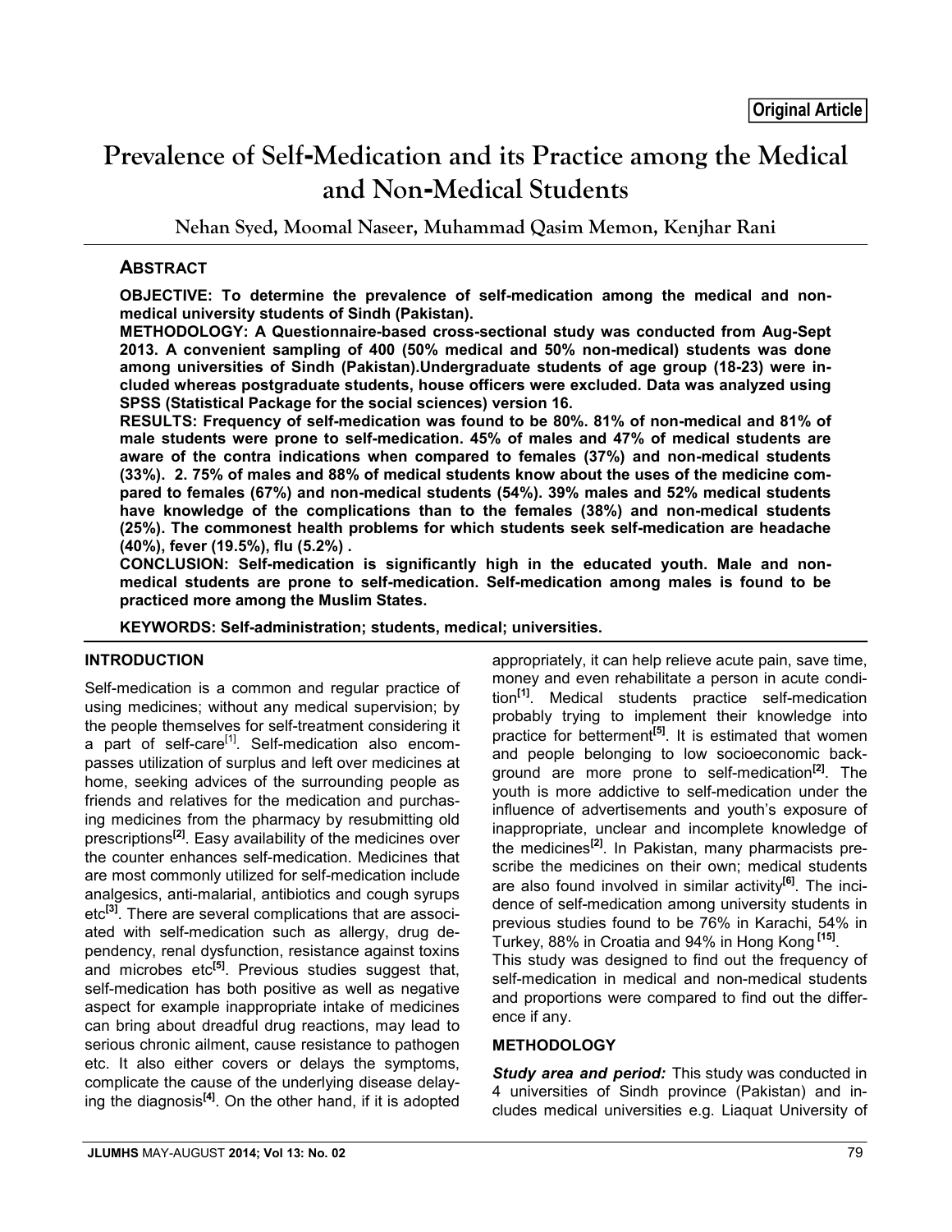**Original Article**

# Prevalence of Self-Medication and its Practice among the Medical and Non-Medical Students

**Nehan Syed, Moomal Naseer, Muhammad Qasim Memon, Kenjhar Rani**

## ABSTRACT

**OBJECTIVE: To determine the prevalence of self-medication among the medical and non-medical university students of Sindh (Pakistan).**

**METHODOLOGY: A Questionnaire-based cross-sectional study was conducted from Aug-Sept 2013. A convenient sampling of 400 (50% medical and 50% non-medical) students was done among universities of Sindh (Pakistan).Undergraduate students of age group (18-23) were included whereas postgraduate students, house officers were excluded. Data was analyzed using SPSS (Statistical Package for the social sciences) version 16.**

**RESULTS: Frequency of self-medication was found to be 80%. 81% of non-medical and 81% of male students were prone to self-medication. 45% of males and 47% of medical students are aware of the contra indications when compared to females (37%) and non-medical students (33%). 2. 75% of males and 88% of medical students know about the uses of the medicine compared to females (67%) and non-medical students (54%). 39% males and 52% medical students have knowledge of the complications than to the females (38%) and non-medical students (25%). The commonest health problems for which students seek self-medication are headache (40%), fever (19.5%), flu (5.2%) .**

**CONCLUSION: Self-medication is significantly high in the educated youth. Male and non-medical students are prone to self-medication. Self-medication among males is found to be practiced more among the Muslim States.**

**KEYWORDS: Self-administration; students, medical; universities.**

## INTRODUCTION

Self-medication is a common and regular practice of using medicines; without any medical supervision; by the people themselves for self-treatment considering it a part of self-care[1]. Self-medication also encompasses utilization of surplus and left over medicines at home, seeking advices of the surrounding people as friends and relatives for the medication and purchasing medicines from the pharmacy by resubmitting old prescriptions[2]. Easy availability of the medicines over the counter enhances self-medication. Medicines that are most commonly utilized for self-medication include analgesics, anti-malarial, antibiotics and cough syrups etc[3]. There are several complications that are associated with self-medication such as allergy, drug dependency, renal dysfunction, resistance against toxins and microbes etc[5]. Previous studies suggest that, self-medication has both positive as well as negative aspect for example inappropriate intake of medicines can bring about dreadful drug reactions, may lead to serious chronic ailment, cause resistance to pathogen etc. It also either covers or delays the symptoms, complicate the cause of the underlying disease delaying the diagnosis[4]. On the other hand, if it is adopted appropriately, it can help relieve acute pain, save time, money and even rehabilitate a person in acute condition[1]. Medical students practice self-medication probably trying to implement their knowledge into practice for betterment[5]. It is estimated that women and people belonging to low socioeconomic background are more prone to self-medication[2]. The youth is more addictive to self-medication under the influence of advertisements and youth's exposure of inappropriate, unclear and incomplete knowledge of the medicines[2]. In Pakistan, many pharmacists prescribe the medicines on their own; medical students are also found involved in similar activity[6]. The incidence of self-medication among university students in previous studies found to be 76% in Karachi, 54% in Turkey, 88% in Croatia and 94% in Hong Kong [15].

This study was designed to find out the frequency of self-medication in medical and non-medical students and proportions were compared to find out the difference if any.

## METHODOLOGY

***Study area and period:*** This study was conducted in 4 universities of Sindh province (Pakistan) and includes medical universities e.g. Liaquat University of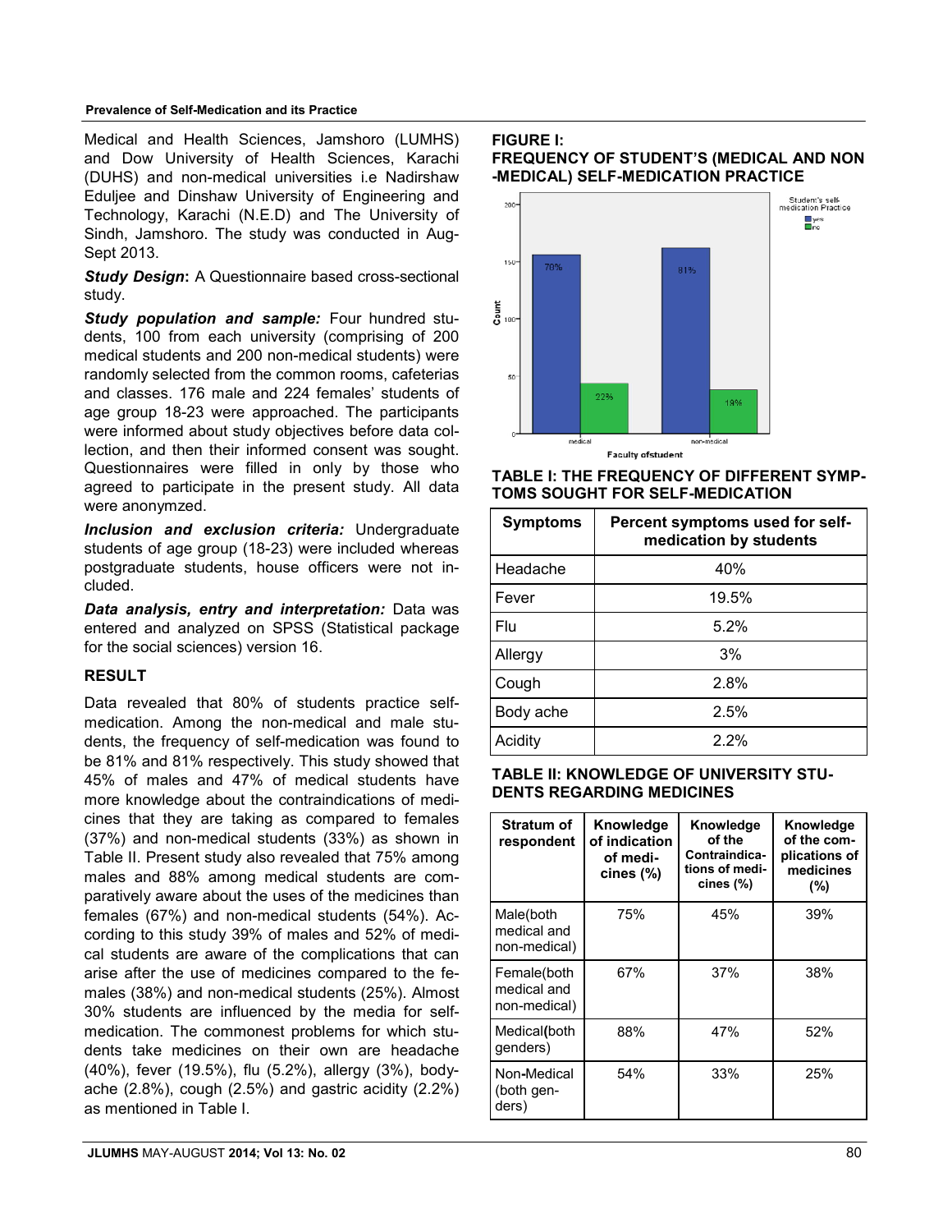Medical and Health Sciences, Jamshoro (LUMHS) and Dow University of Health Sciences, Karachi (DUHS) and non-medical universities i.e Nadirshaw Eduljee and Dinshaw University of Engineering and Technology, Karachi (N.E.D) and The University of Sindh, Jamshoro. The study was conducted in Aug-Sept 2013.

***Study Design*:** A Questionnaire based cross-sectional study.

***Study population and sample:*** Four hundred students, 100 from each university (comprising of 200 medical students and 200 non-medical students) were randomly selected from the common rooms, cafeterias and classes. 176 male and 224 females' students of age group 18-23 were approached. The participants were informed about study objectives before data collection, and then their informed consent was sought. Questionnaires were filled in only by those who agreed to participate in the present study. All data were anonymzed.

***Inclusion and exclusion criteria:*** Undergraduate students of age group (18-23) were included whereas postgraduate students, house officers were not included.

***Data analysis, entry and interpretation:*** Data was entered and analyzed on SPSS (Statistical package for the social sciences) version 16.

## RESULT

Data revealed that 80% of students practice self-medication. Among the non-medical and male students, the frequency of self-medication was found to be 81% and 81% respectively. This study showed that 45% of males and 47% of medical students have more knowledge about the contraindications of medicines that they are taking as compared to females (37%) and non-medical students (33%) as shown in Table II. Present study also revealed that 75% among males and 88% among medical students are comparatively aware about the uses of the medicines than females (67%) and non-medical students (54%). According to this study 39% of males and 52% of medical students are aware of the complications that can arise after the use of medicines compared to the females (38%) and non-medical students (25%). Almost 30% students are influenced by the media for self-medication. The commonest problems for which students take medicines on their own are headache (40%), fever (19.5%), flu (5.2%), allergy (3%), body-ache (2.8%), cough (2.5%) and gastric acidity (2.2%) as mentioned in Table I.

**FIGURE I: FREQUENCY OF STUDENT'S (MEDICAL AND NON -MEDICAL) SELF-MEDICATION PRACTICE**

| Faculty of student | yes | no |
|---|---|---|
| medical | 78% | 22% |
| non-medical | 81% | 19% |

**TABLE I: THE FREQUENCY OF DIFFERENT SYMPTOMS SOUGHT FOR SELF-MEDICATION**

| Symptoms | Percent symptoms used for self-medication by students |
|---|---|
| Headache | 40% |
| Fever | 19.5% |
| Flu | 5.2% |
| Allergy | 3% |
| Cough | 2.8% |
| Body ache | 2.5% |
| Acidity | 2.2% |

**TABLE II: KNOWLEDGE OF UNIVERSITY STUDENTS REGARDING MEDICINES**

| Stratum of respondent | Knowledge of indication of medicines (%) | Knowledge of the Contraindications of medicines (%) | Knowledge of the complications of medicines (%) |
|---|---|---|---|
| Male(both medical and non-medical) | 75% | 45% | 39% |
| Female(both medical and non-medical) | 67% | 37% | 38% |
| Medical(both genders) | 88% | 47% | 52% |
| Non-Medical (both genders) | 54% | 33% | 25% |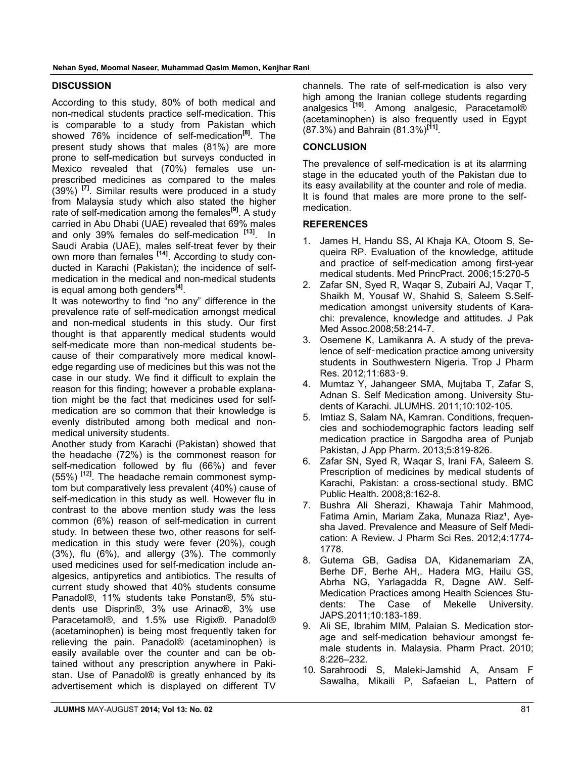## DISCUSSION

According to this study, 80% of both medical and non-medical students practice self-medication. This is comparable to a study from Pakistan which showed 76% incidence of self-medication[8]. The present study shows that males (81%) are more prone to self-medication but surveys conducted in Mexico revealed that (70%) females use unprescribed medicines as compared to the males (39%) [7]. Similar results were produced in a study from Malaysia study which also stated the higher rate of self-medication among the females[9]. A study carried in Abu Dhabi (UAE) revealed that 69% males and only 39% females do self-medication [13]. In Saudi Arabia (UAE), males self-treat fever by their own more than females [14]. According to study conducted in Karachi (Pakistan); the incidence of self-medication in the medical and non-medical students is equal among both genders[4].

It was noteworthy to find "no any" difference in the prevalence rate of self-medication amongst medical and non-medical students in this study. Our first thought is that apparently medical students would self-medicate more than non-medical students because of their comparatively more medical knowledge regarding use of medicines but this was not the case in our study. We find it difficult to explain the reason for this finding; however a probable explanation might be the fact that medicines used for self-medication are so common that their knowledge is evenly distributed among both medical and non-medical university students.

Another study from Karachi (Pakistan) showed that the headache (72%) is the commonest reason for self-medication followed by flu (66%) and fever (55%) [12]. The headache remain commonest symptom but comparatively less prevalent (40%) cause of self-medication in this study as well. However flu in contrast to the above mention study was the less common (6%) reason of self-medication in current study. In between these two, other reasons for self-medication in this study were fever (20%), cough (3%), flu (6%), and allergy (3%). The commonly used medicines used for self-medication include analgesics, antipyretics and antibiotics. The results of current study showed that 40% students consume Panadol®, 11% students take Ponstan®, 5% students use Disprin®, 3% use Arinac®, 3% use Paracetamol®, and 1.5% use Rigix®. Panadol® (acetaminophen) is being most frequently taken for relieving the pain. Panadol® (acetaminophen) is easily available over the counter and can be obtained without any prescription anywhere in Pakistan. Use of Panadol® is greatly enhanced by its advertisement which is displayed on different TV channels. The rate of self-medication is also very high among the Iranian college students regarding analgesics [10]. Among analgesic, Paracetamol® (acetaminophen) is also frequently used in Egypt (87.3%) and Bahrain (81.3%)[11].

## CONCLUSION

The prevalence of self-medication is at its alarming stage in the educated youth of the Pakistan due to its easy availability at the counter and role of media. It is found that males are more prone to the self-medication.

## REFERENCES

1. James H, Handu SS, Al Khaja KA, Otoom S, Sequeira RP. Evaluation of the knowledge, attitude and practice of self-medication among first-year medical students. Med PrincPract. 2006;15:270-5
2. Zafar SN, Syed R, Waqar S, Zubairi AJ, Vaqar T, Shaikh M, Yousaf W, Shahid S, Saleem S.Self-medication amongst university students of Karachi: prevalence, knowledge and attitudes. J Pak Med Assoc.2008;58:214-7.
3. Osemene K, Lamikanra A. A study of the prevalence of self‑medication practice among university students in Southwestern Nigeria. Trop J Pharm Res. 2012;11:683‑9.
4. Mumtaz Y, Jahangeer SMA, Mujtaba T, Zafar S, Adnan S. Self Medication among. University Students of Karachi. JLUMHS. 2011;10:102-105.
5. Imtiaz S, Salam NA, Kamran. Conditions, frequencies and sochiodemographic factors leading self medication practice in Sargodha area of Punjab Pakistan, J App Pharm. 2013;5:819-826.
6. Zafar SN, Syed R, Waqar S, Irani FA, Saleem S. Prescription of medicines by medical students of Karachi, Pakistan: a cross-sectional study. BMC Public Health. 2008;8:162-8.
7. Bushra Ali Sherazi, Khawaja Tahir Mahmood, Fatima Amin, Mariam Zaka, Munaza Riaz¹, Ayesha Javed. Prevalence and Measure of Self Medication: A Review. J Pharm Sci Res. 2012;4:1774-1778.
8. Gutema GB, Gadisa DA, Kidanemariam ZA, Berhe DF, Berhe AH,. Hadera MG, Hailu GS, Abrha NG, Yarlagadda R, Dagne AW. Self-Medication Practices among Health Sciences Students: The Case of Mekelle University. JAPS.2011;10:183-189.
9. Ali SE, Ibrahim MIM, Palaian S. Medication storage and self-medication behaviour amongst female students in. Malaysia. Pharm Pract. 2010; 8:226–232.
10. Sarahroodi S, Maleki-Jamshid A, Ansam F Sawalha, Mikaili P, Safaeian L, Pattern of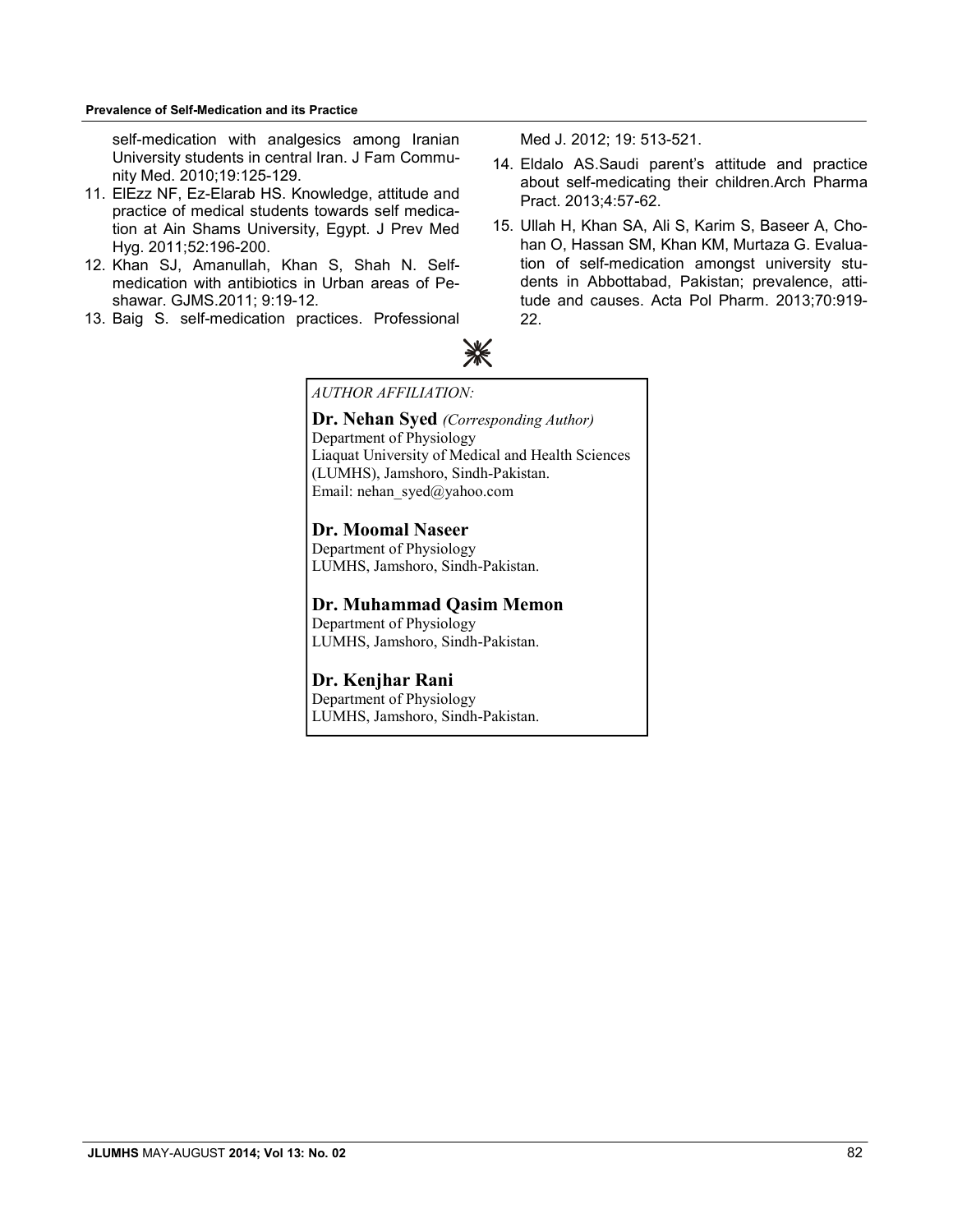self-medication with analgesics among Iranian University students in central Iran. J Fam Community Med. 2010;19:125-129.

11. ElEzz NF, Ez-Elarab HS. Knowledge, attitude and practice of medical students towards self medication at Ain Shams University, Egypt. J Prev Med Hyg. 2011;52:196-200.
12. Khan SJ, Amanullah, Khan S, Shah N. Self-medication with antibiotics in Urban areas of Peshawar. GJMS.2011; 9:19-12.
13. Baig S. self-medication practices. Professional Med J. 2012; 19: 513-521.
14. Eldalo AS.Saudi parent's attitude and practice about self-medicating their children.Arch Pharma Pract. 2013;4:57-62.
15. Ullah H, Khan SA, Ali S, Karim S, Baseer A, Chohan O, Hassan SM, Khan KM, Murtaza G. Evaluation of self-medication amongst university students in Abbottabad, Pakistan; prevalence, attitude and causes. Acta Pol Pharm. 2013;70:919-22.

*AUTHOR AFFILIATION:*

**Dr. Nehan Syed** *(Corresponding Author)*
Department of Physiology
Liaquat University of Medical and Health Sciences (LUMHS), Jamshoro, Sindh-Pakistan.
Email: nehan_syed@yahoo.com

**Dr. Moomal Naseer**
Department of Physiology
LUMHS, Jamshoro, Sindh-Pakistan.

**Dr. Muhammad Qasim Memon**
Department of Physiology
LUMHS, Jamshoro, Sindh-Pakistan.

**Dr. Kenjhar Rani**
Department of Physiology
LUMHS, Jamshoro, Sindh-Pakistan.